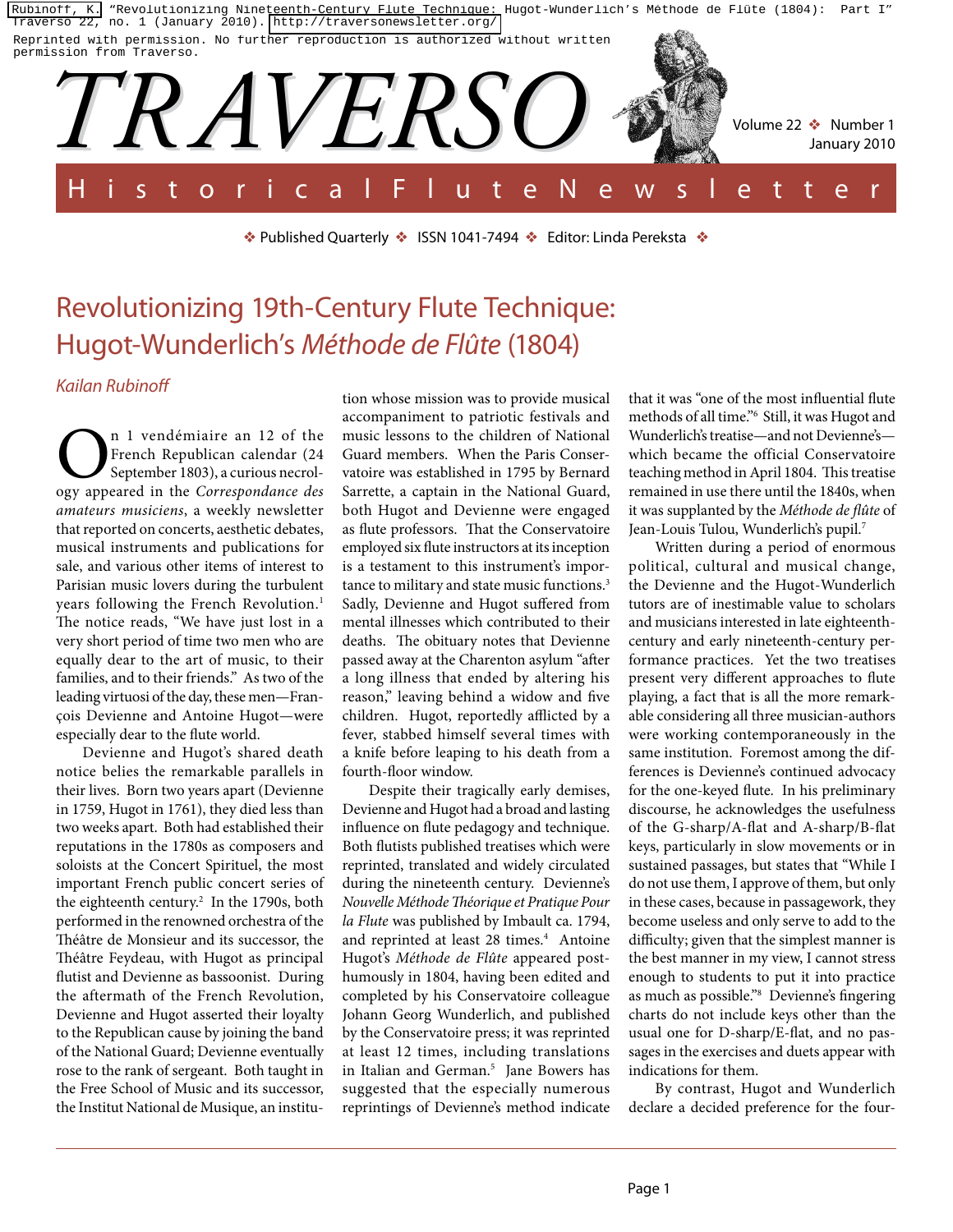Rubinoff, K. "Revolutionizing Nineteenth-Century Flute Technique: Hugot-Wunderlich's Méthode de Flûte (1804): Part I" Traverso 22, no. 1 (January 2010). http://traversonewsletter.org/

Reprinted with permission. No further reproduction is authorized without written permission from Traverso.

# TRAVERSO

Volume 22 ❖ Number 1
January 2010

Historical Flute Newsletter

❖ Published Quarterly ❖ ISSN 1041-7494 ❖ Editor: Linda Pereksta ❖

## Revolutionizing 19th-Century Flute Technique: Hugot-Wunderlich's *Méthode de Flûte* (1804)

*Kailan Rubinoff*

On 1 vendémiaire an 12 of the French Republican calendar (24 September 1803), a curious necrology appeared in the *Correspondance des amateurs musiciens*, a weekly newsletter that reported on concerts, aesthetic debates, musical instruments and publications for sale, and various other items of interest to Parisian music lovers during the turbulent years following the French Revolution.[1] The notice reads, "We have just lost in a very short period of time two men who are equally dear to the art of music, to their families, and to their friends." As two of the leading virtuosi of the day, these men—François Devienne and Antoine Hugot—were especially dear to the flute world.

Devienne and Hugot's shared death notice belies the remarkable parallels in their lives. Born two years apart (Devienne in 1759, Hugot in 1761), they died less than two weeks apart. Both had established their reputations in the 1780s as composers and soloists at the Concert Spirituel, the most important French public concert series of the eighteenth century.[2] In the 1790s, both performed in the renowned orchestra of the Théâtre de Monsieur and its successor, the Théâtre Feydeau, with Hugot as principal flutist and Devienne as bassoonist. During the aftermath of the French Revolution, Devienne and Hugot asserted their loyalty to the Republican cause by joining the band of the National Guard; Devienne eventually rose to the rank of sergeant. Both taught in the Free School of Music and its successor, the Institut National de Musique, an institution whose mission was to provide musical accompaniment to patriotic festivals and music lessons to the children of National Guard members. When the Paris Conservatoire was established in 1795 by Bernard Sarrette, a captain in the National Guard, both Hugot and Devienne were engaged as flute professors. That the Conservatoire employed six flute instructors at its inception is a testament to this instrument's importance to military and state music functions.[3] Sadly, Devienne and Hugot suffered from mental illnesses which contributed to their deaths. The obituary notes that Devienne passed away at the Charenton asylum "after a long illness that ended by altering his reason," leaving behind a widow and five children. Hugot, reportedly afflicted by a fever, stabbed himself several times with a knife before leaping to his death from a fourth-floor window.

Despite their tragically early demises, Devienne and Hugot had a broad and lasting influence on flute pedagogy and technique. Both flutists published treatises which were reprinted, translated and widely circulated during the nineteenth century. Devienne's *Nouvelle Méthode Théorique et Pratique Pour la Flute* was published by Imbault ca. 1794, and reprinted at least 28 times.[4] Antoine Hugot's *Méthode de Flûte* appeared posthumously in 1804, having been edited and completed by his Conservatoire colleague Johann Georg Wunderlich, and published by the Conservatoire press; it was reprinted at least 12 times, including translations in Italian and German.[5] Jane Bowers has suggested that the especially numerous reprintings of Devienne's method indicate that it was "one of the most influential flute methods of all time."[6] Still, it was Hugot and Wunderlich's treatise—and not Devienne's—which became the official Conservatoire teaching method in April 1804. This treatise remained in use there until the 1840s, when it was supplanted by the *Méthode de flûte* of Jean-Louis Tulou, Wunderlich's pupil.[7]

Written during a period of enormous political, cultural and musical change, the Devienne and the Hugot-Wunderlich tutors are of inestimable value to scholars and musicians interested in late eighteenth-century and early nineteenth-century performance practices. Yet the two treatises present very different approaches to flute playing, a fact that is all the more remarkable considering all three musician-authors were working contemporaneously in the same institution. Foremost among the differences is Devienne's continued advocacy for the one-keyed flute. In his preliminary discourse, he acknowledges the usefulness of the G-sharp/A-flat and A-sharp/B-flat keys, particularly in slow movements or in sustained passages, but states that "While I do not use them, I approve of them, but only in these cases, because in passagework, they become useless and only serve to add to the difficulty; given that the simplest manner is the best manner in my view, I cannot stress enough to students to put it into practice as much as possible."[8] Devienne's fingering charts do not include keys other than the usual one for D-sharp/E-flat, and no passages in the exercises and duets appear with indications for them.

By contrast, Hugot and Wunderlich declare a decided preference for the four-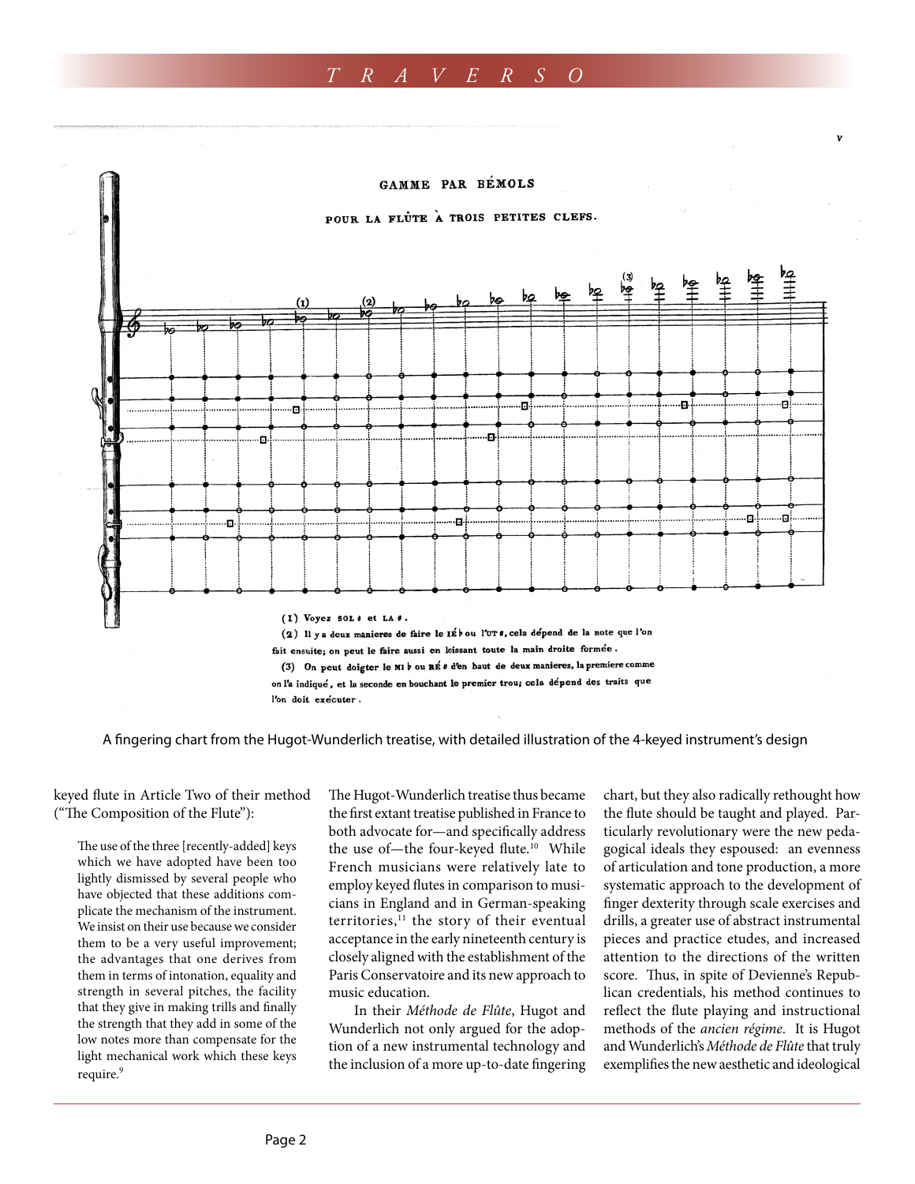GAMME PAR BÉMOLS

POUR LA FLÛTE À TROIS PETITES CLEFS.

(1) Voyez SOL # et LA #.

(2) Il y a deux manieres de faire le RÉ♭ ou l'UT #, cela dépend de la note que l'on fait ensuite; on peut le faire aussi en laissant toute la main droite formée.

(3) On peut doigter le MI ♭ ou RÉ # d'en haut de deux manieres, la premiere comme on l'a indiqué, et la seconde en bouchant le premier trou; cela dépend des traits que l'on doit exécuter.

A fingering chart from the Hugot-Wunderlich treatise, with detailed illustration of the 4-keyed instrument's design

keyed flute in Article Two of their method ("The Composition of the Flute"):

> The use of the three [recently-added] keys which we have adopted have been too lightly dismissed by several people who have objected that these additions complicate the mechanism of the instrument. We insist on their use because we consider them to be a very useful improvement; the advantages that one derives from them in terms of intonation, equality and strength in several pitches, the facility that they give in making trills and finally the strength that they add in some of the low notes more than compensate for the light mechanical work which these keys require.[9]

The Hugot-Wunderlich treatise thus became the first extant treatise published in France to both advocate for—and specifically address the use of—the four-keyed flute.[10] While French musicians were relatively late to employ keyed flutes in comparison to musicians in England and in German-speaking territories,[11] the story of their eventual acceptance in the early nineteenth century is closely aligned with the establishment of the Paris Conservatoire and its new approach to music education.

In their *Méthode de Flûte*, Hugot and Wunderlich not only argued for the adoption of a new instrumental technology and the inclusion of a more up-to-date fingering chart, but they also radically rethought how the flute should be taught and played. Particularly revolutionary were the new pedagogical ideals they espoused: an evenness of articulation and tone production, a more systematic approach to the development of finger dexterity through scale exercises and drills, a greater use of abstract instrumental pieces and practice etudes, and increased attention to the directions of the written score. Thus, in spite of Devienne's Republican credentials, his method continues to reflect the flute playing and instructional methods of the *ancien régime*. It is Hugot and Wunderlich's *Méthode de Flûte* that truly exemplifies the new aesthetic and ideological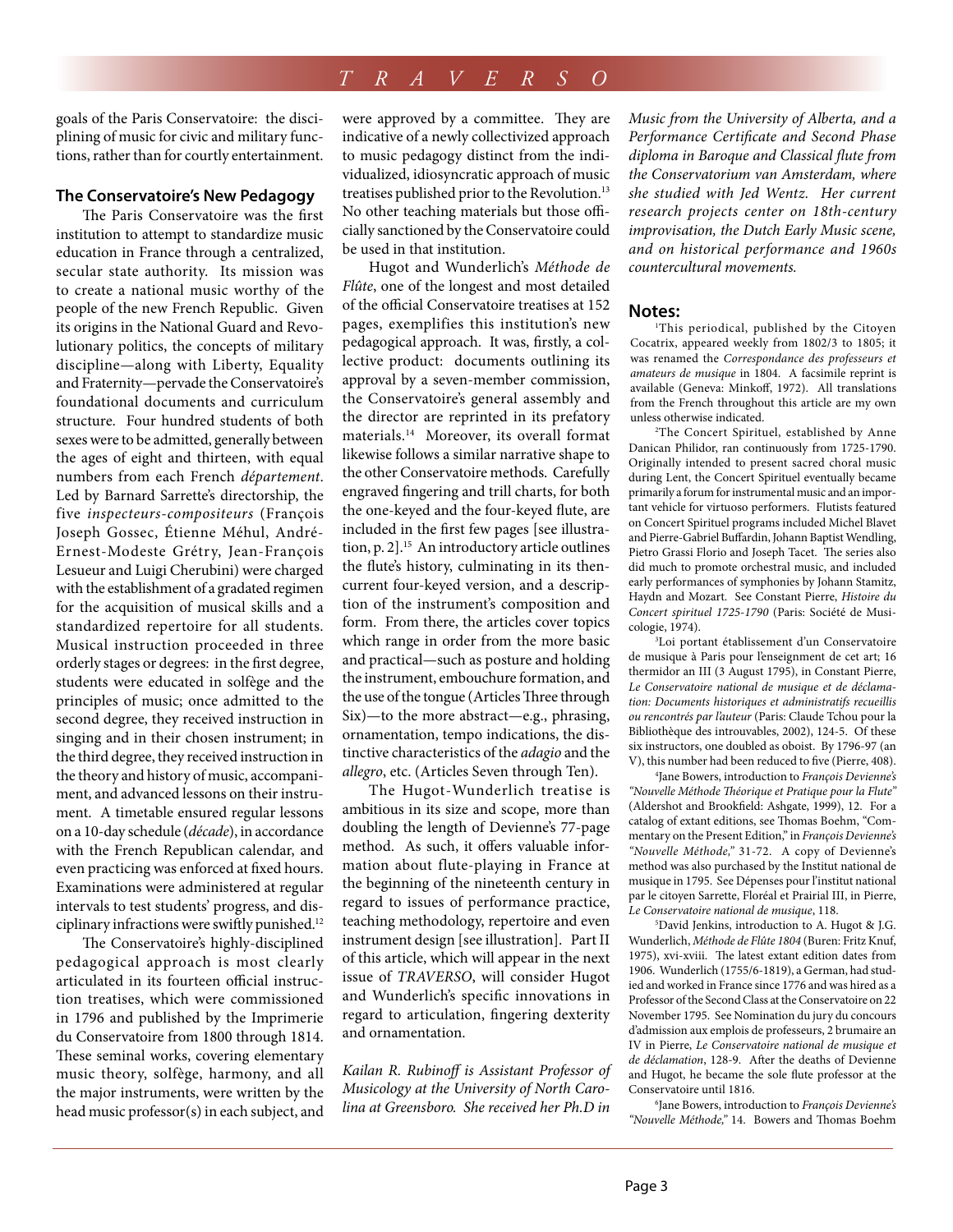goals of the Paris Conservatoire: the disciplining of music for civic and military functions, rather than for courtly entertainment.

### The Conservatoire's New Pedagogy

The Paris Conservatoire was the first institution to attempt to standardize music education in France through a centralized, secular state authority. Its mission was to create a national music worthy of the people of the new French Republic. Given its origins in the National Guard and Revolutionary politics, the concepts of military discipline—along with Liberty, Equality and Fraternity—pervade the Conservatoire's foundational documents and curriculum structure. Four hundred students of both sexes were to be admitted, generally between the ages of eight and thirteen, with equal numbers from each French *département*. Led by Barnard Sarrette's directorship, the five *inspecteurs-compositeurs* (François Joseph Gossec, Étienne Méhul, André-Ernest-Modeste Grétry, Jean-François Lesueur and Luigi Cherubini) were charged with the establishment of a gradated regimen for the acquisition of musical skills and a standardized repertoire for all students. Musical instruction proceeded in three orderly stages or degrees: in the first degree, students were educated in solfège and the principles of music; once admitted to the second degree, they received instruction in singing and in their chosen instrument; in the third degree, they received instruction in the theory and history of music, accompaniment, and advanced lessons on their instrument. A timetable ensured regular lessons on a 10-day schedule (*décade*), in accordance with the French Republican calendar, and even practicing was enforced at fixed hours. Examinations were administered at regular intervals to test students' progress, and disciplinary infractions were swiftly punished.[12]

The Conservatoire's highly-disciplined pedagogical approach is most clearly articulated in its fourteen official instruction treatises, which were commissioned in 1796 and published by the Imprimerie du Conservatoire from 1800 through 1814. These seminal works, covering elementary music theory, solfège, harmony, and all the major instruments, were written by the head music professor(s) in each subject, and were approved by a committee. They are indicative of a newly collectivized approach to music pedagogy distinct from the individualized, idiosyncratic approach of music treatises published prior to the Revolution.[13] No other teaching materials but those officially sanctioned by the Conservatoire could be used in that institution.

Hugot and Wunderlich's *Méthode de Flûte*, one of the longest and most detailed of the official Conservatoire treatises at 152 pages, exemplifies this institution's new pedagogical approach. It was, firstly, a collective product: documents outlining its approval by a seven-member commission, the Conservatoire's general assembly and the director are reprinted in its prefatory materials.[14] Moreover, its overall format likewise follows a similar narrative shape to the other Conservatoire methods. Carefully engraved fingering and trill charts, for both the one-keyed and the four-keyed flute, are included in the first few pages [see illustration, p. 2].[15] An introductory article outlines the flute's history, culminating in its then-current four-keyed version, and a description of the instrument's composition and form. From there, the articles cover topics which range in order from the more basic and practical—such as posture and holding the instrument, embouchure formation, and the use of the tongue (Articles Three through Six)—to the more abstract—e.g., phrasing, ornamentation, tempo indications, the distinctive characteristics of the *adagio* and the *allegro*, etc. (Articles Seven through Ten).

The Hugot-Wunderlich treatise is ambitious in its size and scope, more than doubling the length of Devienne's 77-page method. As such, it offers valuable information about flute-playing in France at the beginning of the nineteenth century in regard to issues of performance practice, teaching methodology, repertoire and even instrument design [see illustration]. Part II of this article, which will appear in the next issue of *TRAVERSO*, will consider Hugot and Wunderlich's specific innovations in regard to articulation, fingering dexterity and ornamentation.

*Kailan R. Rubinoff is Assistant Professor of Musicology at the University of North Carolina at Greensboro. She received her Ph.D in Music from the University of Alberta, and a Performance Certificate and Second Phase diploma in Baroque and Classical flute from the Conservatorium van Amsterdam, where she studied with Jed Wentz. Her current research projects center on 18th-century improvisation, the Dutch Early Music scene, and on historical performance and 1960s countercultural movements.*

### Notes:

[1]This periodical, published by the Citoyen Cocatrix, appeared weekly from 1802/3 to 1805; it was renamed the *Correspondance des professeurs et amateurs de musique* in 1804. A facsimile reprint is available (Geneva: Minkoff, 1972). All translations from the French throughout this article are my own unless otherwise indicated.

[2]The Concert Spirituel, established by Anne Danican Philidor, ran continuously from 1725-1790. Originally intended to present sacred choral music during Lent, the Concert Spirituel eventually became primarily a forum for instrumental music and an important vehicle for virtuoso performers. Flutists featured on Concert Spirituel programs included Michel Blavet and Pierre-Gabriel Buffardin, Johann Baptist Wendling, Pietro Grassi Florio and Joseph Tacet. The series also did much to promote orchestral music, and included early performances of symphonies by Johann Stamitz, Haydn and Mozart. See Constant Pierre, *Histoire du Concert spirituel 1725-1790* (Paris: Société de Musicologie, 1974).

[3]Loi portant établissement d'un Conservatoire de musique à Paris pour l'enseignement de cet art; 16 thermidor an III (3 August 1795), in Constant Pierre, *Le Conservatoire national de musique et de déclamation: Documents historiques et administratifs recueillis ou rencontrés par l'auteur* (Paris: Claude Tchou pour la Bibliothèque des introuvables, 2002), 124-5. Of these six instructors, one doubled as oboist. By 1796-97 (an V), this number had been reduced to five (Pierre, 408).

[4]Jane Bowers, introduction to *François Devienne's "Nouvelle Méthode Théorique et Pratique pour la Flute"* (Aldershot and Brookfield: Ashgate, 1999), 12. For a catalog of extant editions, see Thomas Boehm, "Commentary on the Present Edition," in *François Devienne's "Nouvelle Méthode,"* 31-72. A copy of Devienne's method was also purchased by the Institut national de musique in 1795. See Dépenses pour l'institut national par le citoyen Sarrette, Floréal et Prairial III, in Pierre, *Le Conservatoire national de musique*, 118.

[5]David Jenkins, introduction to A. Hugot & J.G. Wunderlich, *Méthode de Flûte 1804* (Buren: Fritz Knuf, 1975), xvi-xviii. The latest extant edition dates from 1906. Wunderlich (1755/6-1819), a German, had studied and worked in France since 1776 and was hired as a Professor of the Second Class at the Conservatoire on 22 November 1795. See Nomination du jury du concours d'admission aux emplois de professeurs, 2 brumaire an IV in Pierre, *Le Conservatoire national de musique et de déclamation*, 128-9. After the deaths of Devienne and Hugot, he became the sole flute professor at the Conservatoire until 1816.

[6]Jane Bowers, introduction to *François Devienne's "Nouvelle Méthode,"* 14. Bowers and Thomas Boehm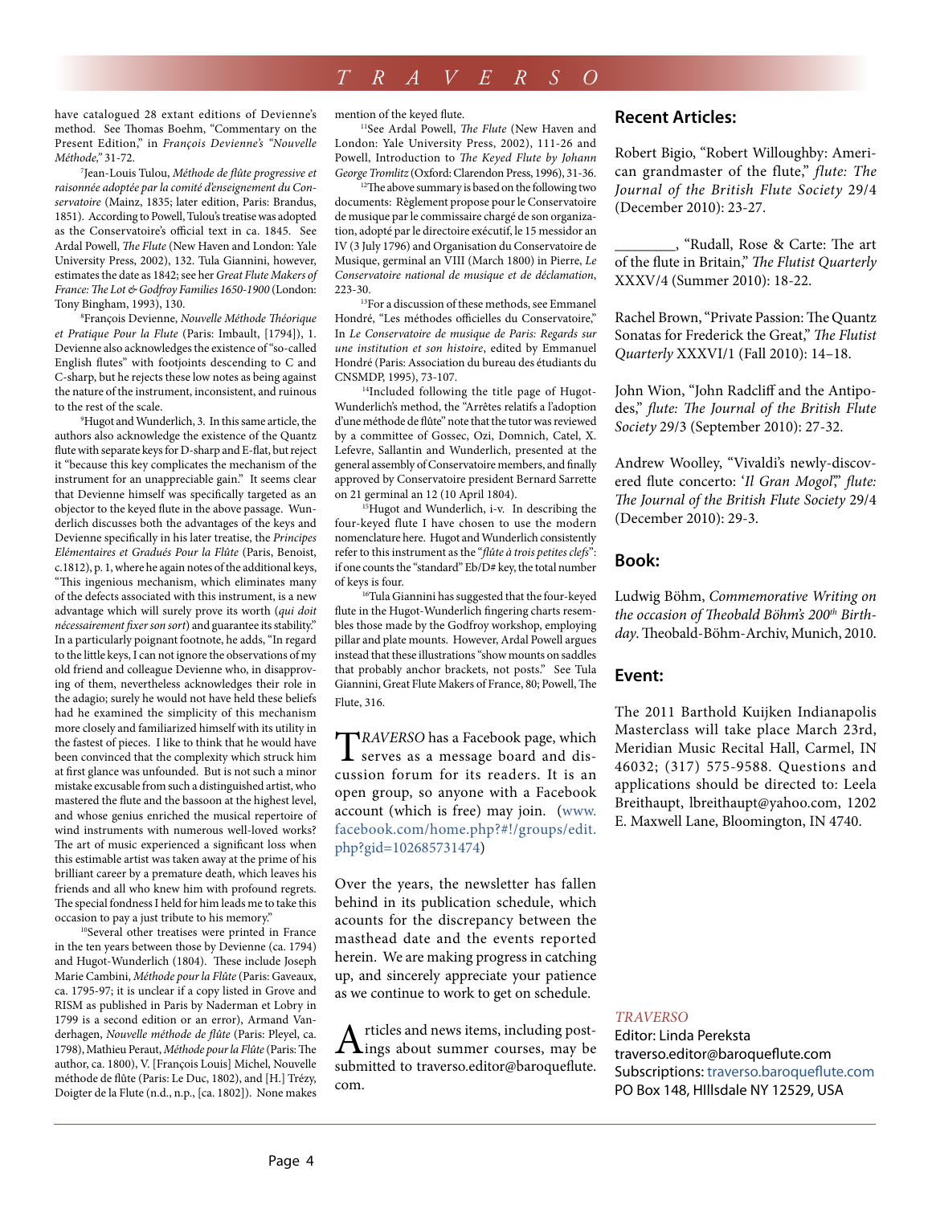have catalogued 28 extant editions of Devienne's method. See Thomas Boehm, "Commentary on the Present Edition," in *François Devienne's "Nouvelle Méthode,"* 31-72.

[7]Jean-Louis Tulou, *Méthode de flûte progressive et raisonnée adoptée par la comité d'enseignement du Conservatoire* (Mainz, 1835; later edition, Paris: Brandus, 1851). According to Powell, Tulou's treatise was adopted as the Conservatoire's official text in ca. 1845. See Ardal Powell, *The Flute* (New Haven and London: Yale University Press, 2002), 132. Tula Giannini, however, estimates the date as 1842; see her *Great Flute Makers of France: The Lot & Godfroy Families 1650-1900* (London: Tony Bingham, 1993), 130.

[8]François Devienne, *Nouvelle Méthode Théorique et Pratique Pour la Flute* (Paris: Imbault, [1794]), 1. Devienne also acknowledges the existence of "so-called English flutes" with footjoints descending to C and C-sharp, but he rejects these low notes as being against the nature of the instrument, inconsistent, and ruinous to the rest of the scale.

[9]Hugot and Wunderlich, 3. In this same article, the authors also acknowledge the existence of the Quantz flute with separate keys for D-sharp and E-flat, but reject it "because this key complicates the mechanism of the instrument for an unappreciable gain." It seems clear that Devienne himself was specifically targeted as an objector to the keyed flute in the above passage. Wunderlich discusses both the advantages of the keys and Devienne specifically in his later treatise, the *Principes Elémentaires et Gradués Pour la Flûte* (Paris, Benoist, c.1812), p. 1, where he again notes of the additional keys, "This ingenious mechanism, which eliminates many of the defects associated with this instrument, is a new advantage which will surely prove its worth (*qui doit nécessairement fixer son sort*) and guarantee its stability." In a particularly poignant footnote, he adds, "In regard to the little keys, I can not ignore the observations of my old friend and colleague Devienne who, in disapproving of them, nevertheless acknowledges their role in the adagio; surely he would not have held these beliefs had he examined the simplicity of this mechanism more closely and familiarized himself with its utility in the fastest of pieces. I like to think that he would have been convinced that the complexity which struck him at first glance was unfounded. But is not such a minor mistake excusable from such a distinguished artist, who mastered the flute and the bassoon at the highest level, and whose genius enriched the musical repertoire of wind instruments with numerous well-loved works? The art of music experienced a significant loss when this estimable artist was taken away at the prime of his brilliant career by a premature death, which leaves his friends and all who knew him with profound regrets. The special fondness I held for him leads me to take this occasion to pay a just tribute to his memory."

[10]Several other treatises were printed in France in the ten years between those by Devienne (ca. 1794) and Hugot-Wunderlich (1804). These include Joseph Marie Cambini, *Méthode pour la Flûte* (Paris: Gaveaux, ca. 1795-97; it is unclear if a copy listed in Grove and RISM as published in Paris by Naderman et Lobry in 1799 is a second edition or an error), Armand Vanderhagen, *Nouvelle méthode de flûte* (Paris: Pleyel, ca. 1798), Mathieu Peraut, *Méthode pour la Flûte* (Paris: The author, ca. 1800), V. [François Louis] Michel, Nouvelle méthode de flûte (Paris: Le Duc, 1802), and [H.] Trézy, Doigter de la Flute (n.d., n.p., [ca. 1802]). None makes mention of the keyed flute.

[11]See Ardal Powell, *The Flute* (New Haven and London: Yale University Press, 2002), 111-26 and Powell, Introduction to *The Keyed Flute by Johann George Tromlitz* (Oxford: Clarendon Press, 1996), 31-36.

[12]The above summary is based on the following two documents: Règlement propose pour le Conservatoire de musique par le commissaire chargé de son organization, adopté par le directoire exécutif, le 15 messidor an IV (3 July 1796) and Organisation du Conservatoire de Musique, germinal an VIII (March 1800) in Pierre, *Le Conservatoire national de musique et de déclamation*, 223-30.

[13]For a discussion of these methods, see Emmanel Hondré, "Les méthodes officielles du Conservatoire," In *Le Conservatoire de musique de Paris: Regards sur une institution et son histoire*, edited by Emmanuel Hondré (Paris: Association du bureau des étudiants du CNSMDP, 1995), 73-107.

[14]Included following the title page of Hugot-Wunderlich's method, the "Arrêtes relatifs a l'adoption d'une méthode de flûte" note that the tutor was reviewed by a committee of Gossec, Ozi, Domnich, Catel, X. Lefevre, Sallantin and Wunderlich, presented at the general assembly of Conservatoire members, and finally approved by Conservatoire president Bernard Sarrette on 21 germinal an 12 (10 April 1804).

[15]Hugot and Wunderlich, i-v. In describing the four-keyed flute I have chosen to use the modern nomenclature here. Hugot and Wunderlich consistently refer to this instrument as the "*flûte à trois petites clefs*": if one counts the "standard" Eb/D# key, the total number of keys is four.

[16]Tula Giannini has suggested that the four-keyed flute in the Hugot-Wunderlich fingering charts resembles those made by the Godfroy workshop, employing pillar and plate mounts. However, Ardal Powell argues instead that these illustrations "show mounts on saddles that probably anchor brackets, not posts." See Tula Giannini, Great Flute Makers of France, 80; Powell, The Flute, 316.

*TRAVERSO* has a Facebook page, which serves as a message board and discussion forum for its readers. It is an open group, so anyone with a Facebook account (which is free) may join. (www.facebook.com/home.php?#!/groups/edit.php?gid=102685731474)

Over the years, the newsletter has fallen behind in its publication schedule, which acounts for the discrepancy between the masthead date and the events reported herein. We are making progress in catching up, and sincerely appreciate your patience as we continue to work to get on schedule.

Articles and news items, including postings about summer courses, may be submitted to traverso.editor@baroqueflute.com.

## Recent Articles:

Robert Bigio, "Robert Willoughby: American grandmaster of the flute," *flute: The Journal of the British Flute Society* 29/4 (December 2010): 23-27.

________, "Rudall, Rose & Carte: The art of the flute in Britain," *The Flutist Quarterly* XXXV/4 (Summer 2010): 18-22.

Rachel Brown, "Private Passion: The Quantz Sonatas for Frederick the Great," *The Flutist Quarterly* XXXVI/1 (Fall 2010): 14–18.

John Wion, "John Radcliff and the Antipodes," *flute: The Journal of the British Flute Society* 29/3 (September 2010): 27-32.

Andrew Woolley, "Vivaldi's newly-discovered flute concerto: '*Il Gran Mogol*'," *flute: The Journal of the British Flute Society* 29/4 (December 2010): 29-3.

## Book:

Ludwig Böhm, *Commemorative Writing on the occasion of Theobald Böhm's 200th Birthday*. Theobald-Böhm-Archiv, Munich, 2010.

## Event:

The 2011 Barthold Kuijken Indianapolis Masterclass will take place March 23rd, Meridian Music Recital Hall, Carmel, IN 46032; (317) 575-9588. Questions and applications should be directed to: Leela Breithaupt, lbreithaupt@yahoo.com, 1202 E. Maxwell Lane, Bloomington, IN 4740.

*TRAVERSO*
Editor: Linda Pereksta
traverso.editor@baroqueflute.com
Subscriptions: traverso.baroqueflute.com
PO Box 148, HIllsdale NY 12529, USA